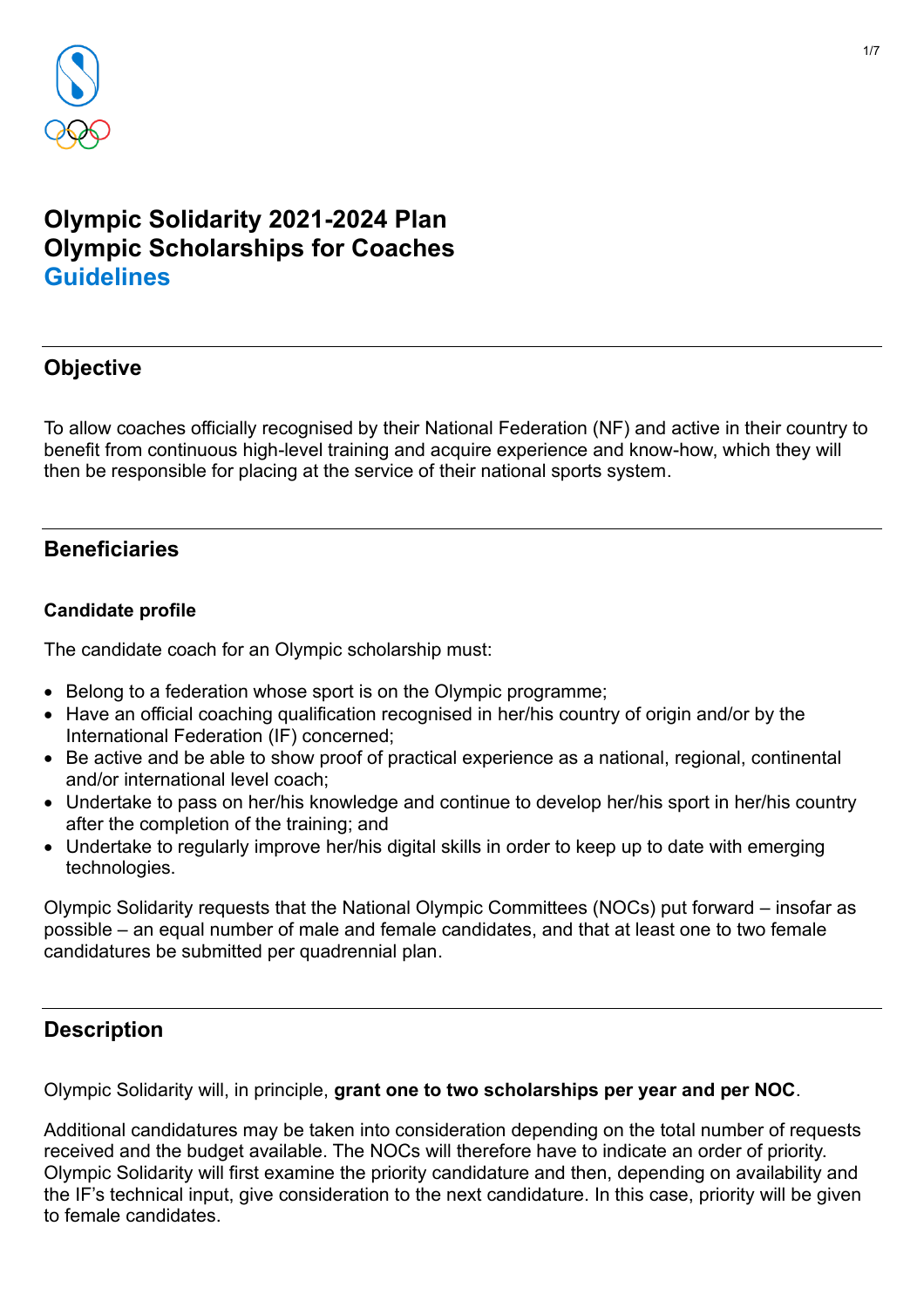# Olympic Solidarity 2021-2024 Plan
# Olympic Scholarships for Coaches
# Guidelines

## Objective

To allow coaches officially recognised by their National Federation (NF) and active in their country to benefit from continuous high-level training and acquire experience and know-how, which they will then be responsible for placing at the service of their national sports system.

## Beneficiaries

### Candidate profile

The candidate coach for an Olympic scholarship must:

- Belong to a federation whose sport is on the Olympic programme;
- Have an official coaching qualification recognised in her/his country of origin and/or by the International Federation (IF) concerned;
- Be active and be able to show proof of practical experience as a national, regional, continental and/or international level coach;
- Undertake to pass on her/his knowledge and continue to develop her/his sport in her/his country after the completion of the training; and
- Undertake to regularly improve her/his digital skills in order to keep up to date with emerging technologies.

Olympic Solidarity requests that the National Olympic Committees (NOCs) put forward – insofar as possible – an equal number of male and female candidates, and that at least one to two female candidatures be submitted per quadrennial plan.

## Description

Olympic Solidarity will, in principle, **grant one to two scholarships per year and per NOC**.

Additional candidatures may be taken into consideration depending on the total number of requests received and the budget available. The NOCs will therefore have to indicate an order of priority. Olympic Solidarity will first examine the priority candidature and then, depending on availability and the IF's technical input, give consideration to the next candidature. In this case, priority will be given to female candidates.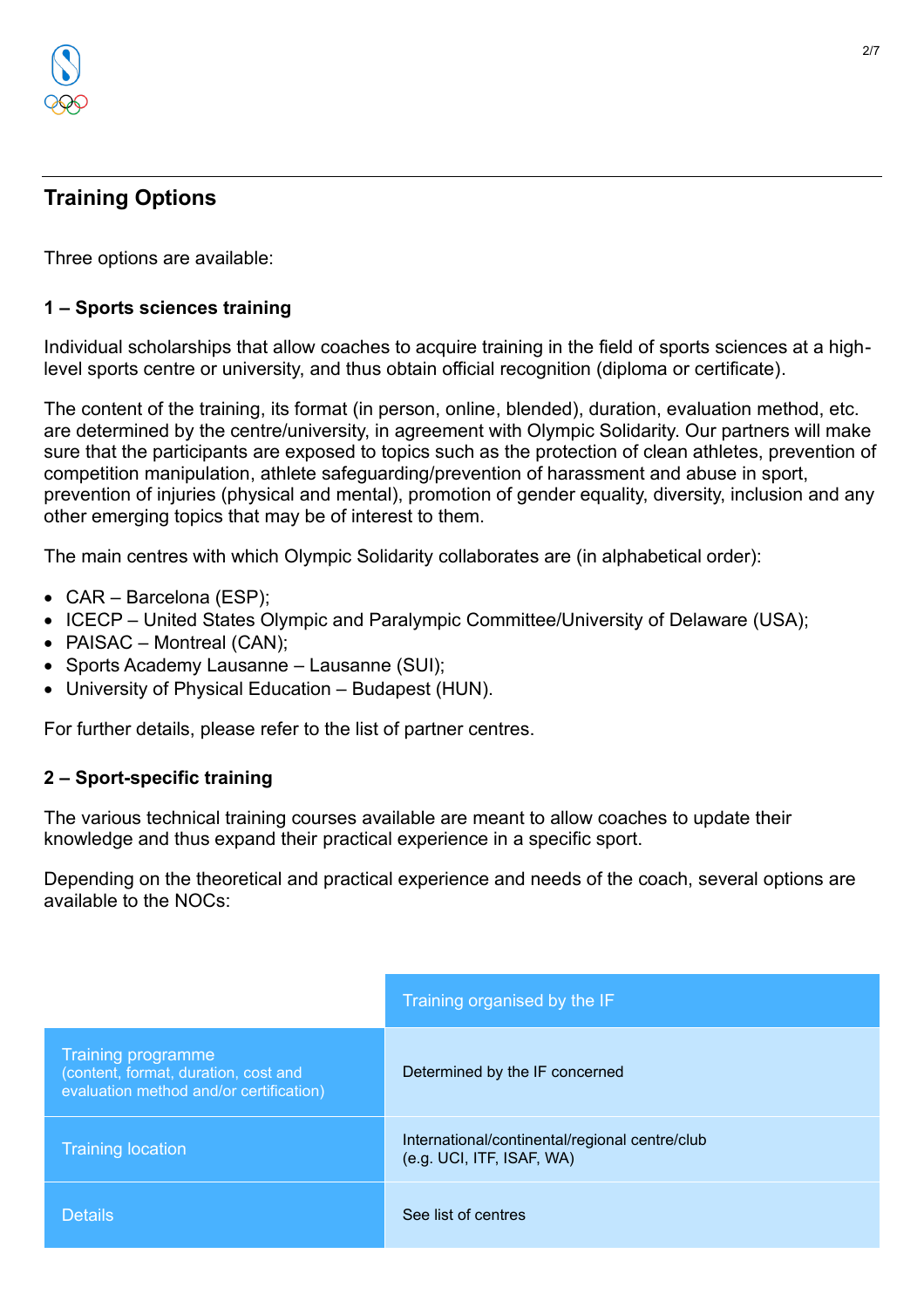## Training Options

Three options are available:

### 1 – Sports sciences training

Individual scholarships that allow coaches to acquire training in the field of sports sciences at a high-level sports centre or university, and thus obtain official recognition (diploma or certificate).

The content of the training, its format (in person, online, blended), duration, evaluation method, etc. are determined by the centre/university, in agreement with Olympic Solidarity. Our partners will make sure that the participants are exposed to topics such as the protection of clean athletes, prevention of competition manipulation, athlete safeguarding/prevention of harassment and abuse in sport, prevention of injuries (physical and mental), promotion of gender equality, diversity, inclusion and any other emerging topics that may be of interest to them.

The main centres with which Olympic Solidarity collaborates are (in alphabetical order):

- CAR – Barcelona (ESP);
- ICECP – United States Olympic and Paralympic Committee/University of Delaware (USA);
- PAISAC – Montreal (CAN);
- Sports Academy Lausanne – Lausanne (SUI);
- University of Physical Education – Budapest (HUN).

For further details, please refer to the list of partner centres.

### 2 – Sport-specific training

The various technical training courses available are meant to allow coaches to update their knowledge and thus expand their practical experience in a specific sport.

Depending on the theoretical and practical experience and needs of the coach, several options are available to the NOCs:

| | Training organised by the IF |
|---|---|
| Training programme (content, format, duration, cost and evaluation method and/or certification) | Determined by the IF concerned |
| Training location | International/continental/regional centre/club (e.g. UCI, ITF, ISAF, WA) |
| Details | See list of centres |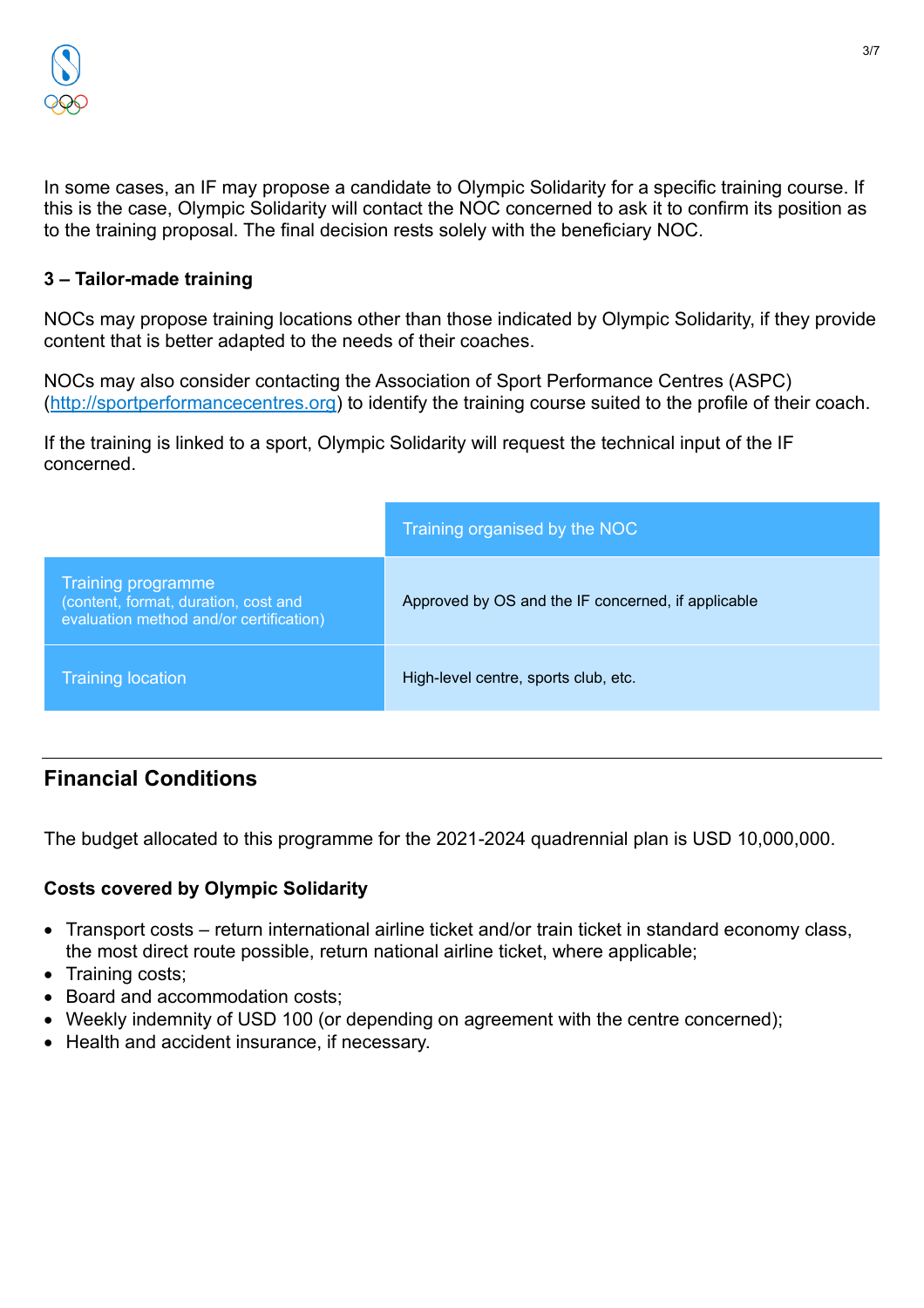In some cases, an IF may propose a candidate to Olympic Solidarity for a specific training course. If this is the case, Olympic Solidarity will contact the NOC concerned to ask it to confirm its position as to the training proposal. The final decision rests solely with the beneficiary NOC.

**3 – Tailor-made training**

NOCs may propose training locations other than those indicated by Olympic Solidarity, if they provide content that is better adapted to the needs of their coaches.

NOCs may also consider contacting the Association of Sport Performance Centres (ASPC) (http://sportperformancecentres.org) to identify the training course suited to the profile of their coach.

If the training is linked to a sport, Olympic Solidarity will request the technical input of the IF concerned.

| | Training organised by the NOC |
|---|---|
| Training programme (content, format, duration, cost and evaluation method and/or certification) | Approved by OS and the IF concerned, if applicable |
| Training location | High-level centre, sports club, etc. |

## Financial Conditions

The budget allocated to this programme for the 2021-2024 quadrennial plan is USD 10,000,000.

**Costs covered by Olympic Solidarity**

- Transport costs – return international airline ticket and/or train ticket in standard economy class, the most direct route possible, return national airline ticket, where applicable;
- Training costs;
- Board and accommodation costs;
- Weekly indemnity of USD 100 (or depending on agreement with the centre concerned);
- Health and accident insurance, if necessary.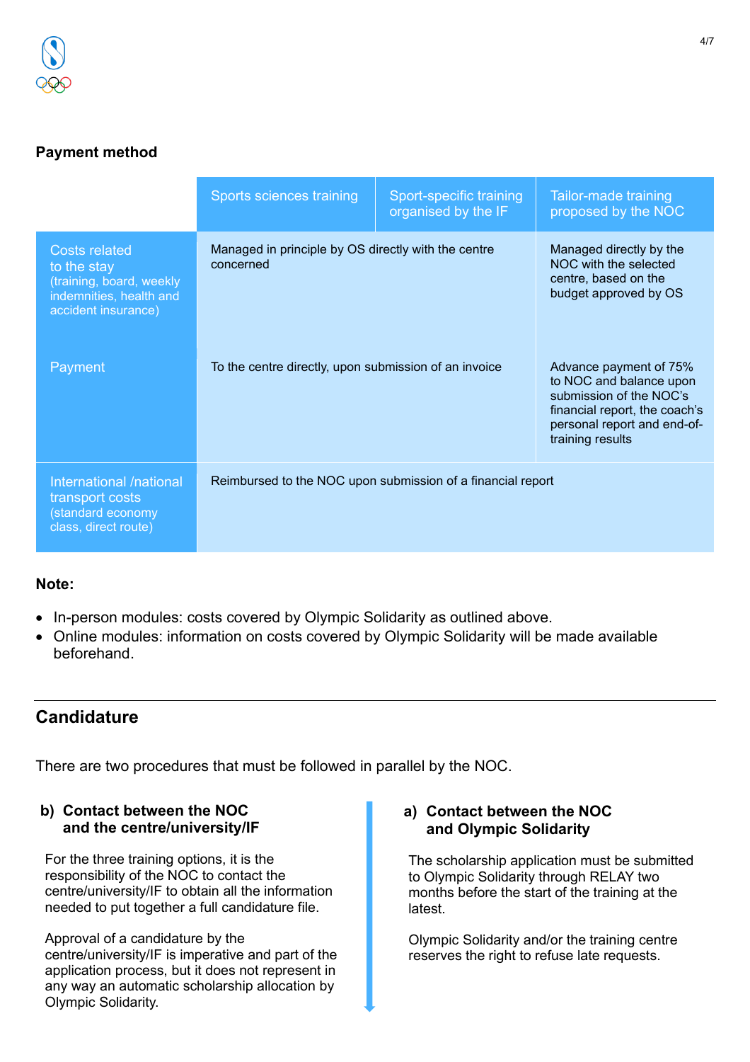**Payment method**

| | Sports sciences training | Sport-specific training organised by the IF | Tailor-made training proposed by the NOC |
|---|---|---|---|
| Costs related to the stay (training, board, weekly indemnities, health and accident insurance) | Managed in principle by OS directly with the centre concerned | | Managed directly by the NOC with the selected centre, based on the budget approved by OS |
| Payment | To the centre directly, upon submission of an invoice | | Advance payment of 75% to NOC and balance upon submission of the NOC's financial report, the coach's personal report and end-of-training results |
| International /national transport costs (standard economy class, direct route) | Reimbursed to the NOC upon submission of a financial report | | |

**Note:**

- In-person modules: costs covered by Olympic Solidarity as outlined above.
- Online modules: information on costs covered by Olympic Solidarity will be made available beforehand.

## Candidature

There are two procedures that must be followed in parallel by the NOC.

**b) Contact between the NOC and the centre/university/IF**

For the three training options, it is the responsibility of the NOC to contact the centre/university/IF to obtain all the information needed to put together a full candidature file.

Approval of a candidature by the centre/university/IF is imperative and part of the application process, but it does not represent in any way an automatic scholarship allocation by Olympic Solidarity.

**a) Contact between the NOC and Olympic Solidarity**

The scholarship application must be submitted to Olympic Solidarity through RELAY two months before the start of the training at the latest.

Olympic Solidarity and/or the training centre reserves the right to refuse late requests.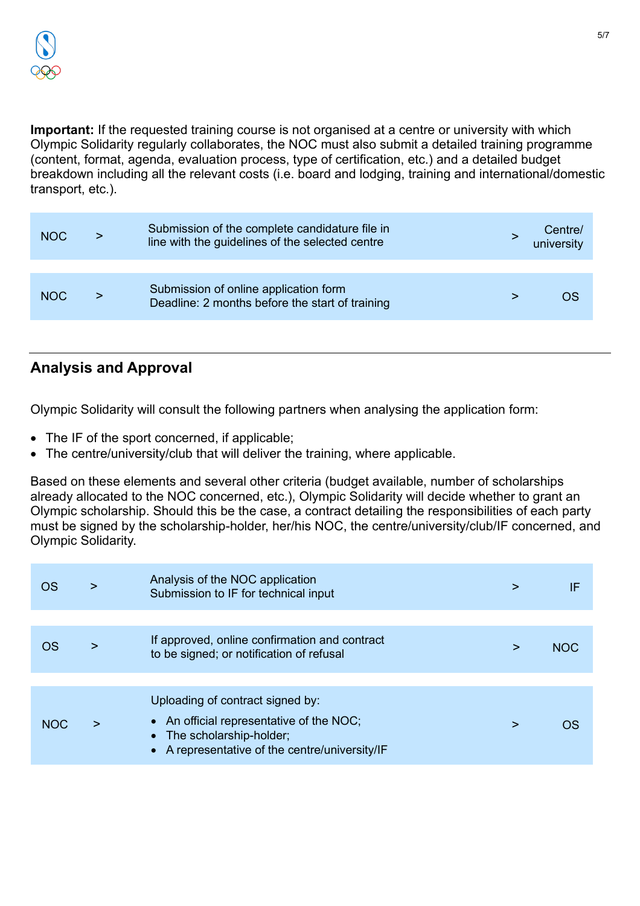**Important:** If the requested training course is not organised at a centre or university with which Olympic Solidarity regularly collaborates, the NOC must also submit a detailed training programme (content, format, agenda, evaluation process, type of certification, etc.) and a detailed budget breakdown including all the relevant costs (i.e. board and lodging, training and international/domestic transport, etc.).

| | | | | |
|---|---|---|---|---|
| NOC | > | Submission of the complete candidature file in line with the guidelines of the selected centre | > | Centre/ university |
| NOC | > | Submission of online application form<br>Deadline: 2 months before the start of training | > | OS |

---

## Analysis and Approval

Olympic Solidarity will consult the following partners when analysing the application form:

- The IF of the sport concerned, if applicable;
- The centre/university/club that will deliver the training, where applicable.

Based on these elements and several other criteria (budget available, number of scholarships already allocated to the NOC concerned, etc.), Olympic Solidarity will decide whether to grant an Olympic scholarship. Should this be the case, a contract detailing the responsibilities of each party must be signed by the scholarship-holder, her/his NOC, the centre/university/club/IF concerned, and Olympic Solidarity.

| | | | | |
|---|---|---|---|---|
| OS | > | Analysis of the NOC application<br>Submission to IF for technical input | > | IF |
| OS | > | If approved, online confirmation and contract to be signed; or notification of refusal | > | NOC |
| NOC | > | Uploading of contract signed by:<br>• An official representative of the NOC;<br>• The scholarship-holder;<br>• A representative of the centre/university/IF | > | OS |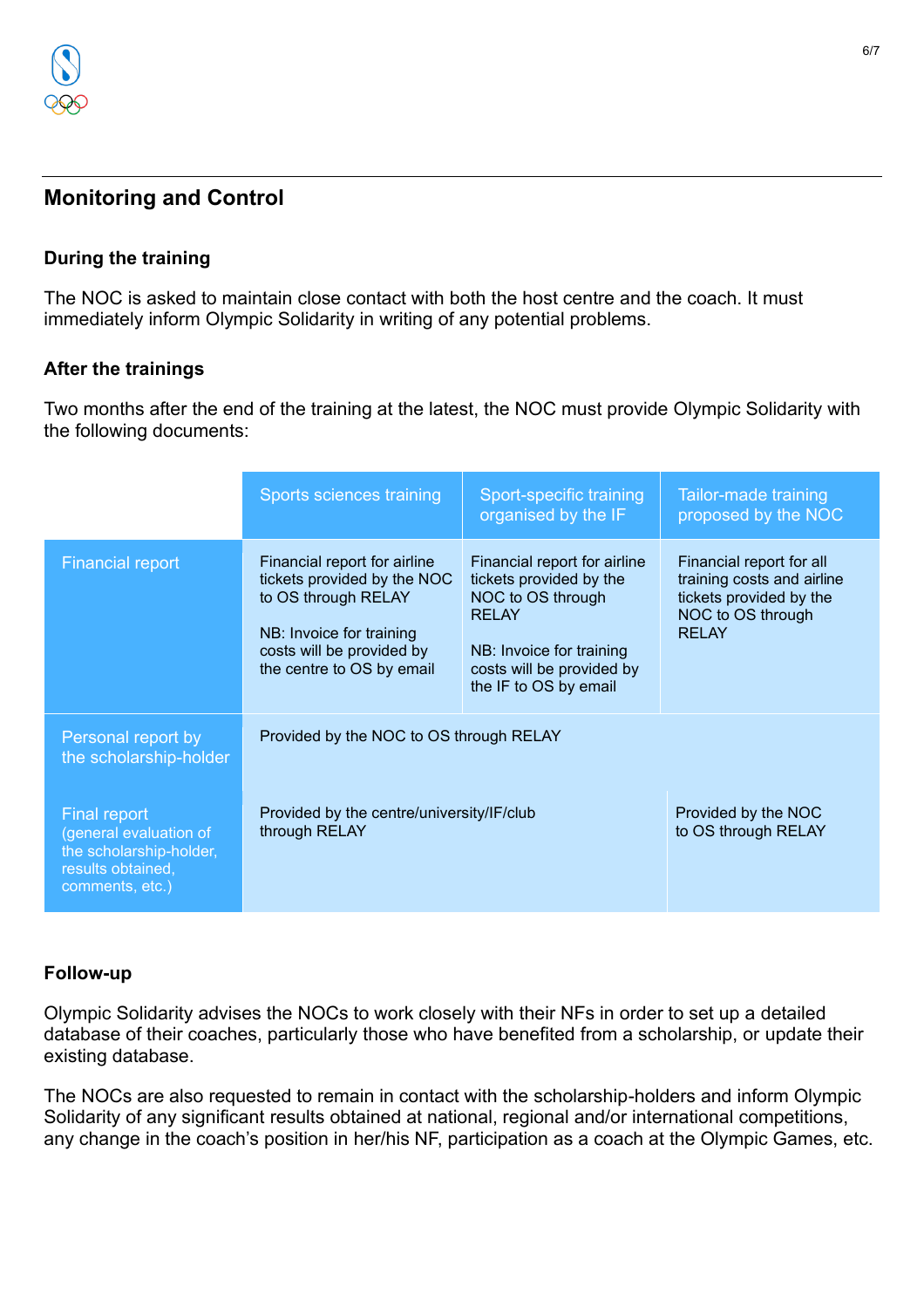## Monitoring and Control

### During the training

The NOC is asked to maintain close contact with both the host centre and the coach. It must immediately inform Olympic Solidarity in writing of any potential problems.

### After the trainings

Two months after the end of the training at the latest, the NOC must provide Olympic Solidarity with the following documents:

| | Sports sciences training | Sport-specific training organised by the IF | Tailor-made training proposed by the NOC |
|---|---|---|---|
| Financial report | Financial report for airline tickets provided by the NOC to OS through RELAY<br><br>NB: Invoice for training costs will be provided by the centre to OS by email | Financial report for airline tickets provided by the NOC to OS through RELAY<br><br>NB: Invoice for training costs will be provided by the IF to OS by email | Financial report for all training costs and airline tickets provided by the NOC to OS through RELAY |
| Personal report by the scholarship-holder | Provided by the NOC to OS through RELAY | | |
| Final report (general evaluation of the scholarship-holder, results obtained, comments, etc.) | Provided by the centre/university/IF/club through RELAY | | Provided by the NOC to OS through RELAY |

### Follow-up

Olympic Solidarity advises the NOCs to work closely with their NFs in order to set up a detailed database of their coaches, particularly those who have benefited from a scholarship, or update their existing database.

The NOCs are also requested to remain in contact with the scholarship-holders and inform Olympic Solidarity of any significant results obtained at national, regional and/or international competitions, any change in the coach's position in her/his NF, participation as a coach at the Olympic Games, etc.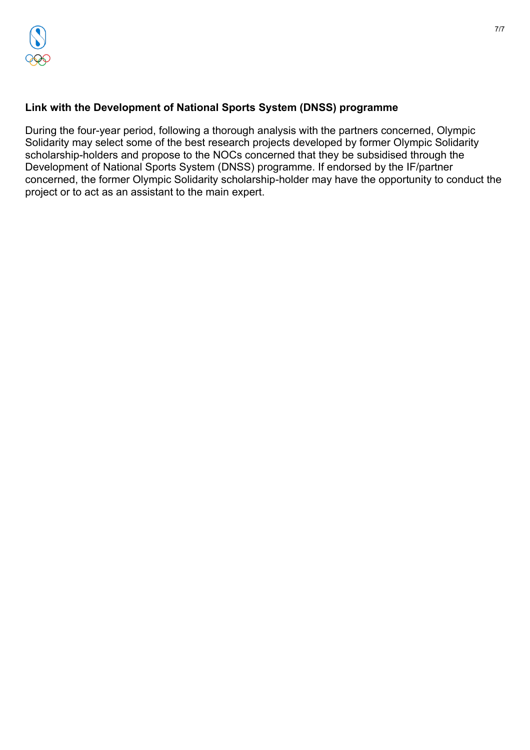## Link with the Development of National Sports System (DNSS) programme

During the four-year period, following a thorough analysis with the partners concerned, Olympic Solidarity may select some of the best research projects developed by former Olympic Solidarity scholarship-holders and propose to the NOCs concerned that they be subsidised through the Development of National Sports System (DNSS) programme. If endorsed by the IF/partner concerned, the former Olympic Solidarity scholarship-holder may have the opportunity to conduct the project or to act as an assistant to the main expert.